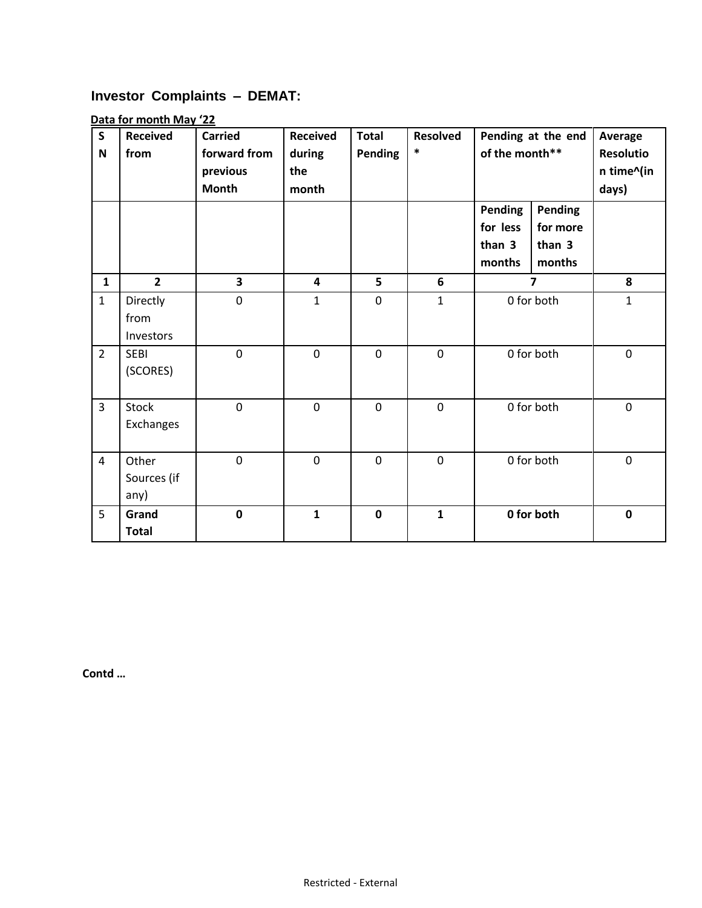## Investor Complaints – DEMAT:

**Data for month May '22**

| SN | Received from | Carried forward from previous Month | Received during the month | Total Pending | Resolved * | Pending at the end of the month** | | Average Resolution time^(in days) |
|---|---|---|---|---|---|---|---|---|
| | | | | | | Pending for less than 3 months | Pending for more than 3 months | |
| 1 | 2 | 3 | 4 | 5 | 6 | 7 | | 8 |
| 1 | Directly from Investors | 0 | 1 | 0 | 1 | 0 for both | | 1 |
| 2 | SEBI (SCORES) | 0 | 0 | 0 | 0 | 0 for both | | 0 |
| 3 | Stock Exchanges | 0 | 0 | 0 | 0 | 0 for both | | 0 |
| 4 | Other Sources (if any) | 0 | 0 | 0 | 0 | 0 for both | | 0 |
| 5 | **Grand Total** | **0** | **1** | **0** | **1** | **0 for both** | | **0** |

**Contd …**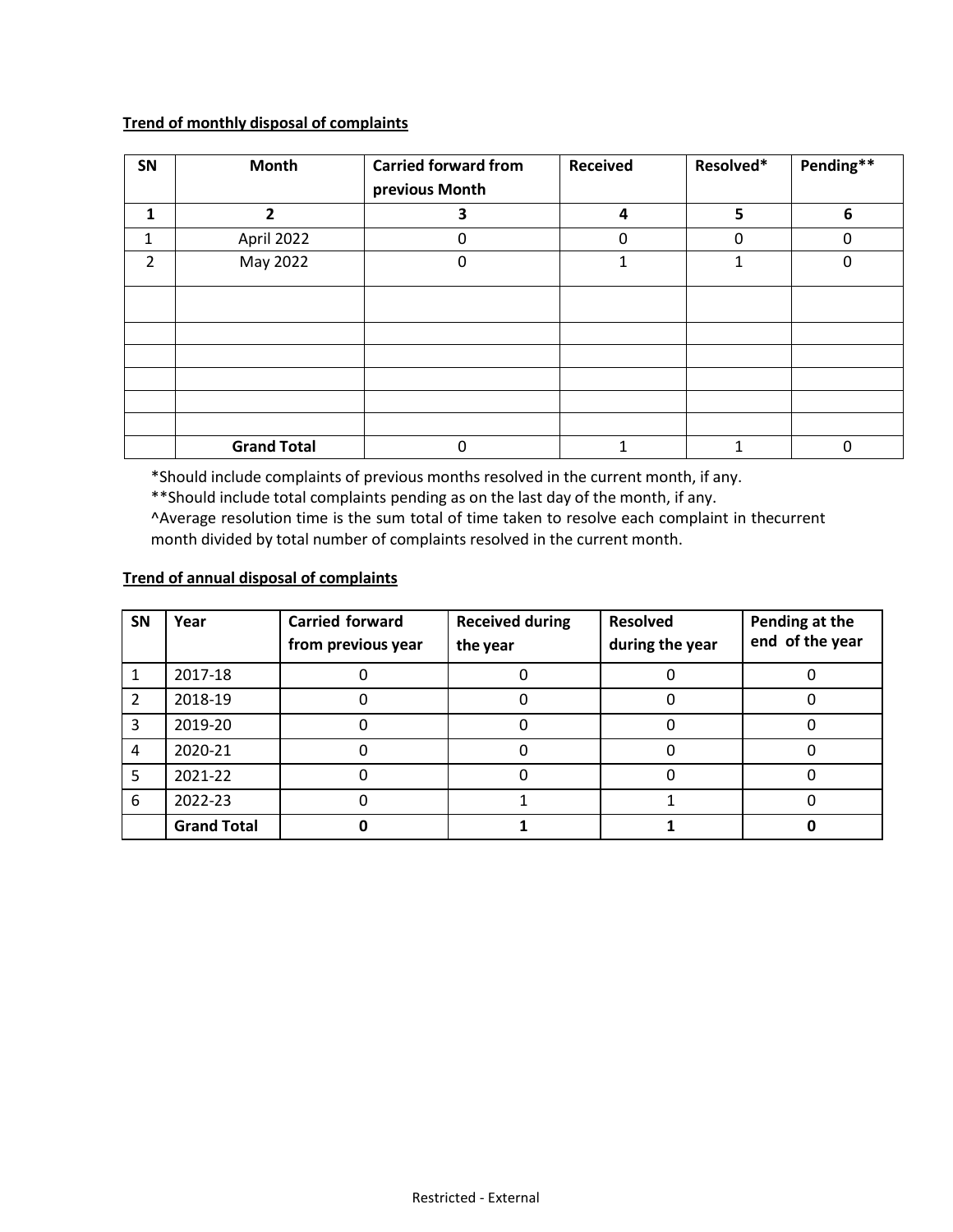**Trend of monthly disposal of complaints**

| SN | Month | Carried forward from previous Month | Received | Resolved* | Pending** |
|---|---|---|---|---|---|
| **1** | **2** | **3** | **4** | **5** | **6** |
| 1 | April 2022 | 0 | 0 | 0 | 0 |
| 2 | May 2022 | 0 | 1 | 1 | 0 |
| | | | | | |
| | | | | | |
| | | | | | |
| | | | | | |
| | | | | | |
| | | | | | |
| | **Grand Total** | 0 | 1 | 1 | 0 |

*Should include complaints of previous months resolved in the current month, if any.

**Should include total complaints pending as on the last day of the month, if any.

^Average resolution time is the sum total of time taken to resolve each complaint in thecurrent month divided by total number of complaints resolved in the current month.

**Trend of annual disposal of complaints**

| SN | Year | Carried forward from previous year | Received during the year | Resolved during the year | Pending at the end of the year |
|---|---|---|---|---|---|
| 1 | 2017-18 | 0 | 0 | 0 | 0 |
| 2 | 2018-19 | 0 | 0 | 0 | 0 |
| 3 | 2019-20 | 0 | 0 | 0 | 0 |
| 4 | 2020-21 | 0 | 0 | 0 | 0 |
| 5 | 2021-22 | 0 | 0 | 0 | 0 |
| 6 | 2022-23 | 0 | 1 | 1 | 0 |
| | **Grand Total** | **0** | **1** | **1** | **0** |